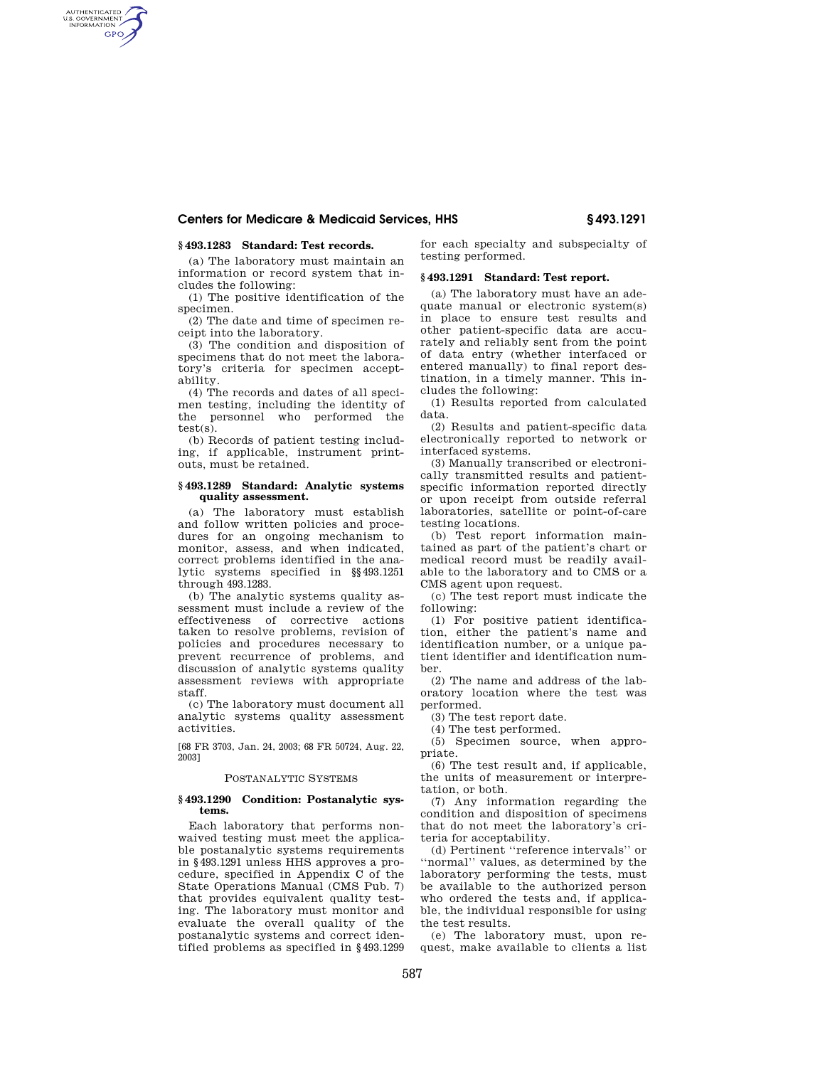### § 493.1283 Standard: Test records.

(a) The laboratory must maintain an information or record system that includes the following:

(1) The positive identification of the specimen.

(2) The date and time of specimen receipt into the laboratory.

(3) The condition and disposition of specimens that do not meet the laboratory's criteria for specimen acceptability.

(4) The records and dates of all specimen testing, including the identity of the personnel who performed the test(s).

(b) Records of patient testing including, if applicable, instrument printouts, must be retained.

### § 493.1289 Standard: Analytic systems quality assessment.

(a) The laboratory must establish and follow written policies and procedures for an ongoing mechanism to monitor, assess, and when indicated, correct problems identified in the analytic systems specified in §§ 493.1251 through 493.1283.

(b) The analytic systems quality assessment must include a review of the effectiveness of corrective actions taken to resolve problems, revision of policies and procedures necessary to prevent recurrence of problems, and discussion of analytic systems quality assessment reviews with appropriate staff.

(c) The laboratory must document all analytic systems quality assessment activities.

[68 FR 3703, Jan. 24, 2003; 68 FR 50724, Aug. 22, 2003]

POSTANALYTIC SYSTEMS

### § 493.1290 Condition: Postanalytic systems.

Each laboratory that performs nonwaived testing must meet the applicable postanalytic systems requirements in § 493.1291 unless HHS approves a procedure, specified in Appendix C of the State Operations Manual (CMS Pub. 7) that provides equivalent quality testing. The laboratory must monitor and evaluate the overall quality of the postanalytic systems and correct identified problems as specified in § 493.1299 for each specialty and subspecialty of testing performed.

### § 493.1291 Standard: Test report.

(a) The laboratory must have an adequate manual or electronic system(s) in place to ensure test results and other patient-specific data are accurately and reliably sent from the point of data entry (whether interfaced or entered manually) to final report destination, in a timely manner. This includes the following:

(1) Results reported from calculated data.

(2) Results and patient-specific data electronically reported to network or interfaced systems.

(3) Manually transcribed or electronically transmitted results and patient-specific information reported directly or upon receipt from outside referral laboratories, satellite or point-of-care testing locations.

(b) Test report information maintained as part of the patient's chart or medical record must be readily available to the laboratory and to CMS or a CMS agent upon request.

(c) The test report must indicate the following:

(1) For positive patient identification, either the patient's name and identification number, or a unique patient identifier and identification number.

(2) The name and address of the laboratory location where the test was performed.

(3) The test report date.

(4) The test performed.

(5) Specimen source, when appropriate.

(6) The test result and, if applicable, the units of measurement or interpretation, or both.

(7) Any information regarding the condition and disposition of specimens that do not meet the laboratory's criteria for acceptability.

(d) Pertinent ''reference intervals'' or ''normal'' values, as determined by the laboratory performing the tests, must be available to the authorized person who ordered the tests and, if applicable, the individual responsible for using the test results.

(e) The laboratory must, upon request, make available to clients a list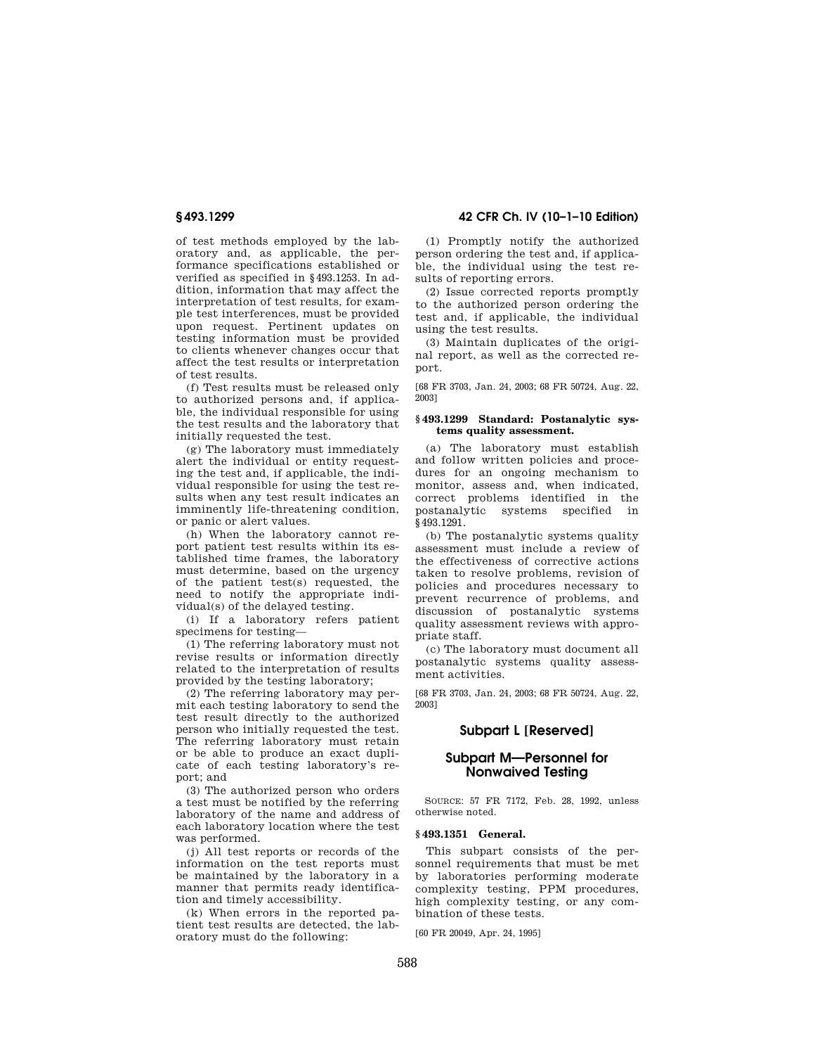of test methods employed by the laboratory and, as applicable, the performance specifications established or verified as specified in §493.1253. In addition, information that may affect the interpretation of test results, for example test interferences, must be provided upon request. Pertinent updates on testing information must be provided to clients whenever changes occur that affect the test results or interpretation of test results.

(f) Test results must be released only to authorized persons and, if applicable, the individual responsible for using the test results and the laboratory that initially requested the test.

(g) The laboratory must immediately alert the individual or entity requesting the test and, if applicable, the individual responsible for using the test results when any test result indicates an imminently life-threatening condition, or panic or alert values.

(h) When the laboratory cannot report patient test results within its established time frames, the laboratory must determine, based on the urgency of the patient test(s) requested, the need to notify the appropriate individual(s) of the delayed testing.

(i) If a laboratory refers patient specimens for testing—

(1) The referring laboratory must not revise results or information directly related to the interpretation of results provided by the testing laboratory;

(2) The referring laboratory may permit each testing laboratory to send the test result directly to the authorized person who initially requested the test. The referring laboratory must retain or be able to produce an exact duplicate of each testing laboratory's report; and

(3) The authorized person who orders a test must be notified by the referring laboratory of the name and address of each laboratory location where the test was performed.

(j) All test reports or records of the information on the test reports must be maintained by the laboratory in a manner that permits ready identification and timely accessibility.

(k) When errors in the reported patient test results are detected, the laboratory must do the following:

(1) Promptly notify the authorized person ordering the test and, if applicable, the individual using the test results of reporting errors.

(2) Issue corrected reports promptly to the authorized person ordering the test and, if applicable, the individual using the test results.

(3) Maintain duplicates of the original report, as well as the corrected report.

[68 FR 3703, Jan. 24, 2003; 68 FR 50724, Aug. 22, 2003]

### § 493.1299 Standard: Postanalytic systems quality assessment.

(a) The laboratory must establish and follow written policies and procedures for an ongoing mechanism to monitor, assess and, when indicated, correct problems identified in the postanalytic systems specified in §493.1291.

(b) The postanalytic systems quality assessment must include a review of the effectiveness of corrective actions taken to resolve problems, revision of policies and procedures necessary to prevent recurrence of problems, and discussion of postanalytic systems quality assessment reviews with appropriate staff.

(c) The laboratory must document all postanalytic systems quality assessment activities.

[68 FR 3703, Jan. 24, 2003; 68 FR 50724, Aug. 22, 2003]

## Subpart L [Reserved]

## Subpart M—Personnel for Nonwaived Testing

SOURCE: 57 FR 7172, Feb. 28, 1992, unless otherwise noted.

### § 493.1351 General.

This subpart consists of the personnel requirements that must be met by laboratories performing moderate complexity testing, PPM procedures, high complexity testing, or any combination of these tests.

[60 FR 20049, Apr. 24, 1995]